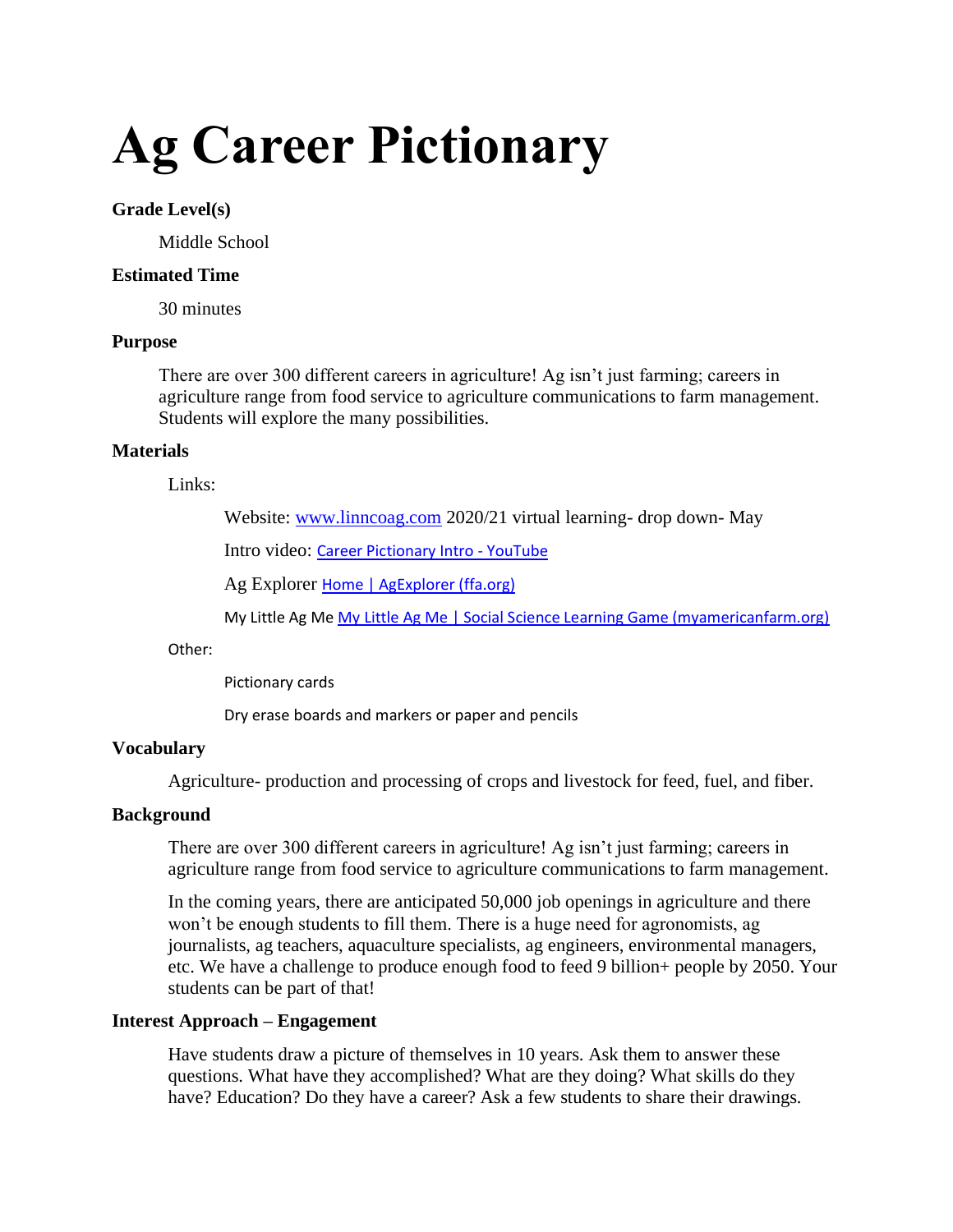# Ag Career Pictionary

**Grade Level(s)**

Middle School

**Estimated Time**

30 minutes

**Purpose**

There are over 300 different careers in agriculture! Ag isn't just farming; careers in agriculture range from food service to agriculture communications to farm management. Students will explore the many possibilities.

**Materials**

Links:

Website: [www.linncoag.com](http://www.linncoag.com) 2020/21 virtual learning- drop down- May

Intro video: [Career Pictionary Intro - YouTube]()

Ag Explorer [Home | AgExplorer (ffa.org)]()

My Little Ag Me [My Little Ag Me | Social Science Learning Game (myamericanfarm.org)]()

Other:

Pictionary cards

Dry erase boards and markers or paper and pencils

**Vocabulary**

Agriculture- production and processing of crops and livestock for feed, fuel, and fiber.

**Background**

There are over 300 different careers in agriculture! Ag isn't just farming; careers in agriculture range from food service to agriculture communications to farm management.

In the coming years, there are anticipated 50,000 job openings in agriculture and there won't be enough students to fill them. There is a huge need for agronomists, ag journalists, ag teachers, aquaculture specialists, ag engineers, environmental managers, etc. We have a challenge to produce enough food to feed 9 billion+ people by 2050. Your students can be part of that!

**Interest Approach – Engagement**

Have students draw a picture of themselves in 10 years. Ask them to answer these questions. What have they accomplished? What are they doing? What skills do they have? Education? Do they have a career? Ask a few students to share their drawings.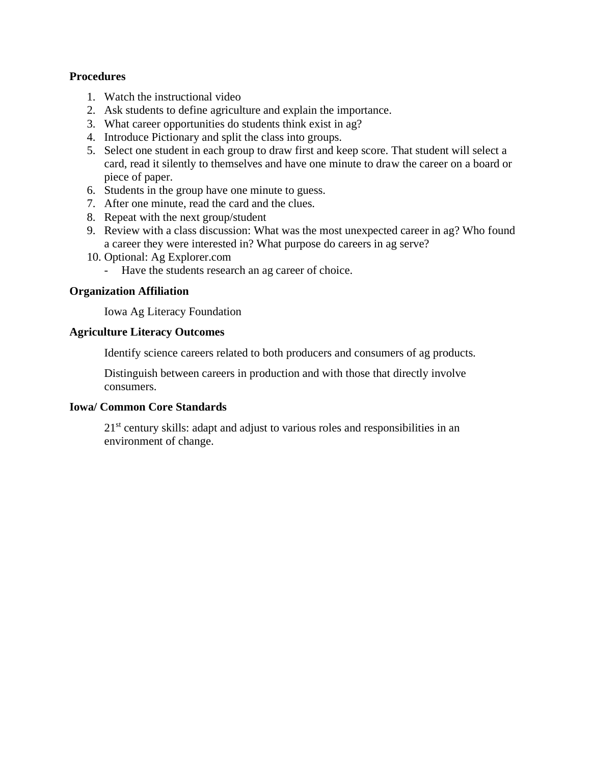**Procedures**

1. Watch the instructional video
2. Ask students to define agriculture and explain the importance.
3. What career opportunities do students think exist in ag?
4. Introduce Pictionary and split the class into groups.
5. Select one student in each group to draw first and keep score. That student will select a card, read it silently to themselves and have one minute to draw the career on a board or piece of paper.
6. Students in the group have one minute to guess.
7. After one minute, read the card and the clues.
8. Repeat with the next group/student
9. Review with a class discussion: What was the most unexpected career in ag? Who found a career they were interested in? What purpose do careers in ag serve?
10. Optional: Ag Explorer.com
    - Have the students research an ag career of choice.

**Organization Affiliation**

Iowa Ag Literacy Foundation

**Agriculture Literacy Outcomes**

Identify science careers related to both producers and consumers of ag products.

Distinguish between careers in production and with those that directly involve consumers.

**Iowa/ Common Core Standards**

21st century skills: adapt and adjust to various roles and responsibilities in an environment of change.